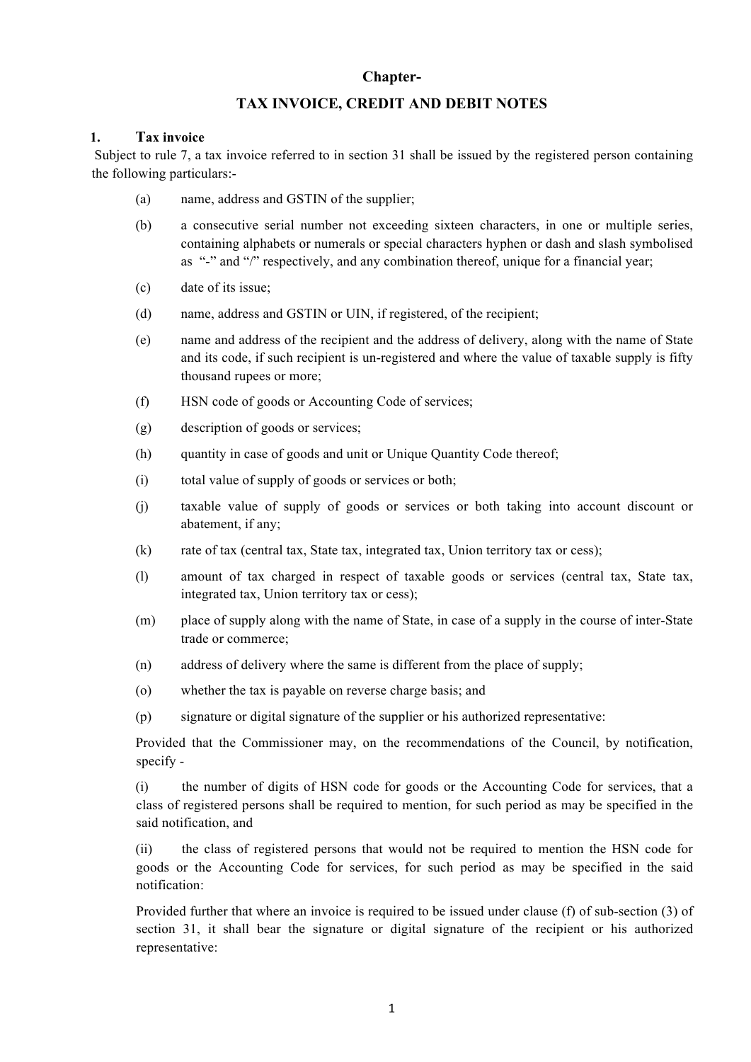## Chapter-

## TAX INVOICE, CREDIT AND DEBIT NOTES

### 1. Tax invoice

Subject to rule 7, a tax invoice referred to in section 31 shall be issued by the registered person containing the following particulars:-

(a) name, address and GSTIN of the supplier;

(b) a consecutive serial number not exceeding sixteen characters, in one or multiple series, containing alphabets or numerals or special characters hyphen or dash and slash symbolised as "-" and "/" respectively, and any combination thereof, unique for a financial year;

(c) date of its issue;

(d) name, address and GSTIN or UIN, if registered, of the recipient;

(e) name and address of the recipient and the address of delivery, along with the name of State and its code, if such recipient is un-registered and where the value of taxable supply is fifty thousand rupees or more;

(f) HSN code of goods or Accounting Code of services;

(g) description of goods or services;

(h) quantity in case of goods and unit or Unique Quantity Code thereof;

(i) total value of supply of goods or services or both;

(j) taxable value of supply of goods or services or both taking into account discount or abatement, if any;

(k) rate of tax (central tax, State tax, integrated tax, Union territory tax or cess);

(l) amount of tax charged in respect of taxable goods or services (central tax, State tax, integrated tax, Union territory tax or cess);

(m) place of supply along with the name of State, in case of a supply in the course of inter-State trade or commerce;

(n) address of delivery where the same is different from the place of supply;

(o) whether the tax is payable on reverse charge basis; and

(p) signature or digital signature of the supplier or his authorized representative:

Provided that the Commissioner may, on the recommendations of the Council, by notification, specify -

(i) the number of digits of HSN code for goods or the Accounting Code for services, that a class of registered persons shall be required to mention, for such period as may be specified in the said notification, and

(ii) the class of registered persons that would not be required to mention the HSN code for goods or the Accounting Code for services, for such period as may be specified in the said notification:

Provided further that where an invoice is required to be issued under clause (f) of sub-section (3) of section 31, it shall bear the signature or digital signature of the recipient or his authorized representative: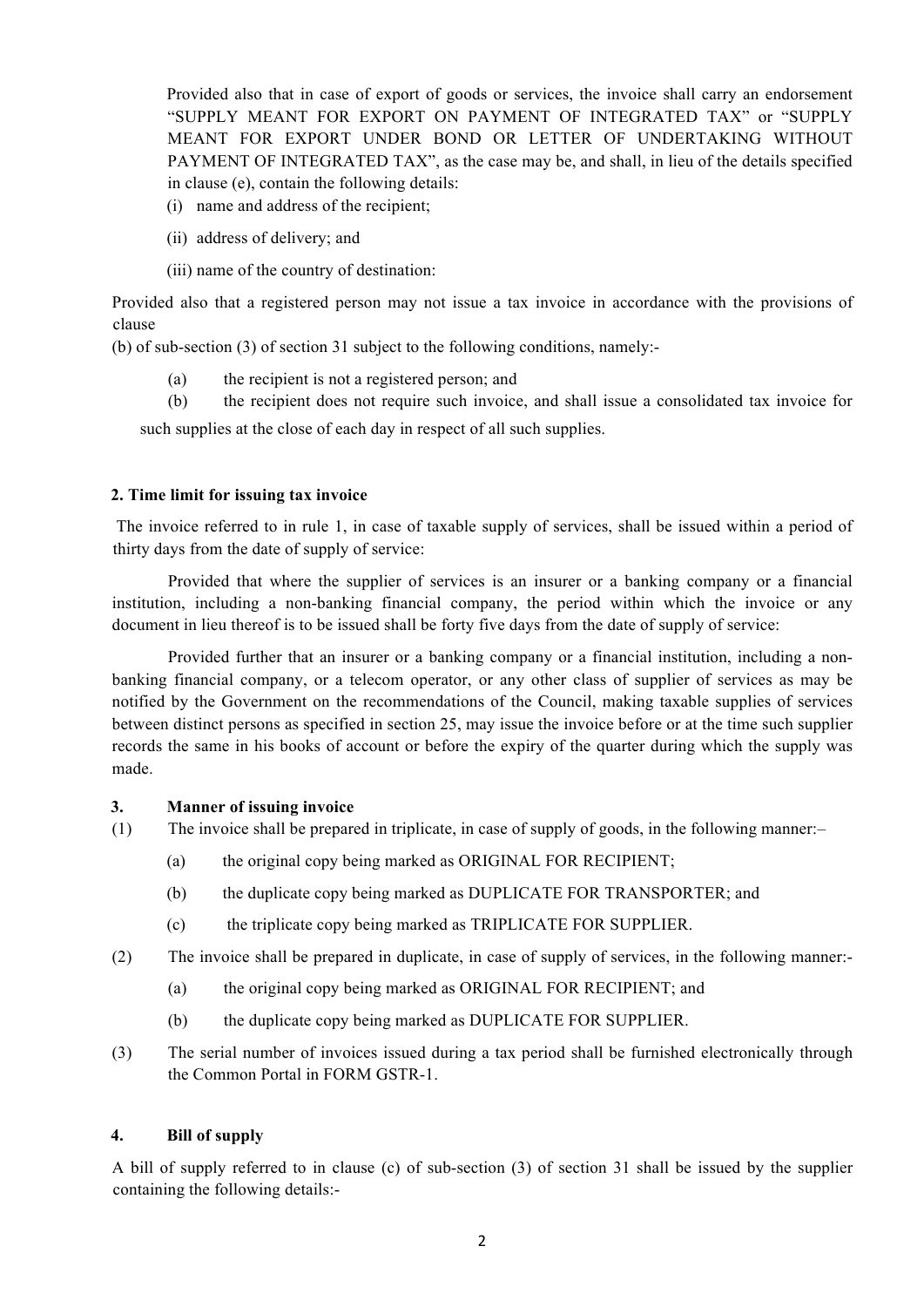Provided also that in case of export of goods or services, the invoice shall carry an endorsement "SUPPLY MEANT FOR EXPORT ON PAYMENT OF INTEGRATED TAX" or "SUPPLY MEANT FOR EXPORT UNDER BOND OR LETTER OF UNDERTAKING WITHOUT PAYMENT OF INTEGRATED TAX", as the case may be, and shall, in lieu of the details specified in clause (e), contain the following details:

(i) name and address of the recipient;

(ii) address of delivery; and

(iii) name of the country of destination:

Provided also that a registered person may not issue a tax invoice in accordance with the provisions of clause (b) of sub-section (3) of section 31 subject to the following conditions, namely:-

(a) the recipient is not a registered person; and

(b) the recipient does not require such invoice, and shall issue a consolidated tax invoice for such supplies at the close of each day in respect of all such supplies.

### 2. Time limit for issuing tax invoice

The invoice referred to in rule 1, in case of taxable supply of services, shall be issued within a period of thirty days from the date of supply of service:

Provided that where the supplier of services is an insurer or a banking company or a financial institution, including a non-banking financial company, the period within which the invoice or any document in lieu thereof is to be issued shall be forty five days from the date of supply of service:

Provided further that an insurer or a banking company or a financial institution, including a non-banking financial company, or a telecom operator, or any other class of supplier of services as may be notified by the Government on the recommendations of the Council, making taxable supplies of services between distinct persons as specified in section 25, may issue the invoice before or at the time such supplier records the same in his books of account or before the expiry of the quarter during which the supply was made.

### 3. Manner of issuing invoice

(1) The invoice shall be prepared in triplicate, in case of supply of goods, in the following manner:–

(a) the original copy being marked as ORIGINAL FOR RECIPIENT;

(b) the duplicate copy being marked as DUPLICATE FOR TRANSPORTER; and

(c) the triplicate copy being marked as TRIPLICATE FOR SUPPLIER.

(2) The invoice shall be prepared in duplicate, in case of supply of services, in the following manner:-

(a) the original copy being marked as ORIGINAL FOR RECIPIENT; and

(b) the duplicate copy being marked as DUPLICATE FOR SUPPLIER.

(3) The serial number of invoices issued during a tax period shall be furnished electronically through the Common Portal in FORM GSTR-1.

### 4. Bill of supply

A bill of supply referred to in clause (c) of sub-section (3) of section 31 shall be issued by the supplier containing the following details:-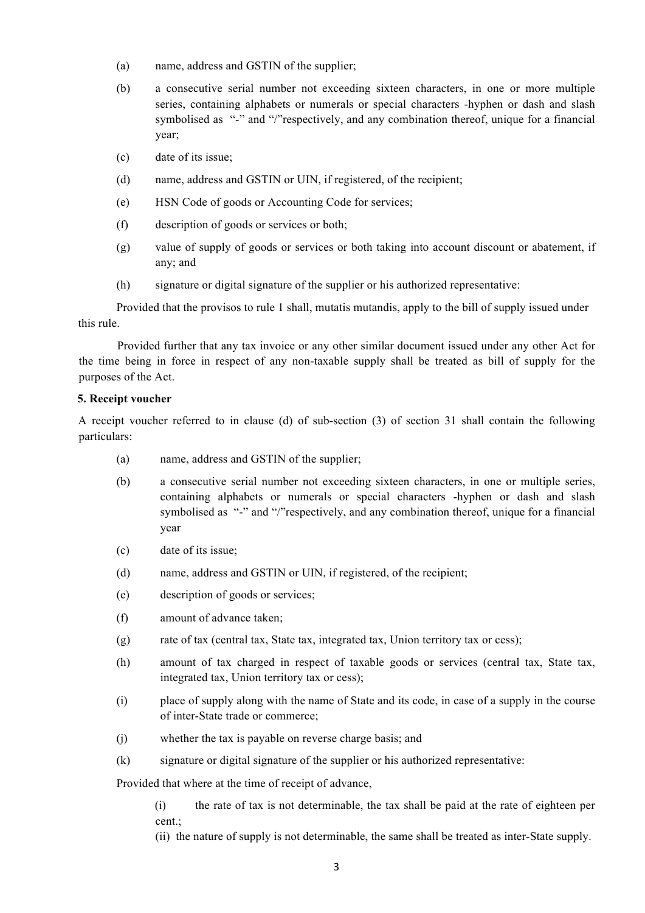(a) name, address and GSTIN of the supplier;

(b) a consecutive serial number not exceeding sixteen characters, in one or more multiple series, containing alphabets or numerals or special characters -hyphen or dash and slash symbolised as "-" and "/"respectively, and any combination thereof, unique for a financial year;

(c) date of its issue;

(d) name, address and GSTIN or UIN, if registered, of the recipient;

(e) HSN Code of goods or Accounting Code for services;

(f) description of goods or services or both;

(g) value of supply of goods or services or both taking into account discount or abatement, if any; and

(h) signature or digital signature of the supplier or his authorized representative:

Provided that the provisos to rule 1 shall, mutatis mutandis, apply to the bill of supply issued under this rule.

Provided further that any tax invoice or any other similar document issued under any other Act for the time being in force in respect of any non-taxable supply shall be treated as bill of supply for the purposes of the Act.

**5. Receipt voucher**

A receipt voucher referred to in clause (d) of sub-section (3) of section 31 shall contain the following particulars:

(a) name, address and GSTIN of the supplier;

(b) a consecutive serial number not exceeding sixteen characters, in one or multiple series, containing alphabets or numerals or special characters -hyphen or dash and slash symbolised as "-" and "/"respectively, and any combination thereof, unique for a financial year

(c) date of its issue;

(d) name, address and GSTIN or UIN, if registered, of the recipient;

(e) description of goods or services;

(f) amount of advance taken;

(g) rate of tax (central tax, State tax, integrated tax, Union territory tax or cess);

(h) amount of tax charged in respect of taxable goods or services (central tax, State tax, integrated tax, Union territory tax or cess);

(i) place of supply along with the name of State and its code, in case of a supply in the course of inter-State trade or commerce;

(j) whether the tax is payable on reverse charge basis; and

(k) signature or digital signature of the supplier or his authorized representative:

Provided that where at the time of receipt of advance,

(i) the rate of tax is not determinable, the tax shall be paid at the rate of eighteen per cent.;

(ii) the nature of supply is not determinable, the same shall be treated as inter-State supply.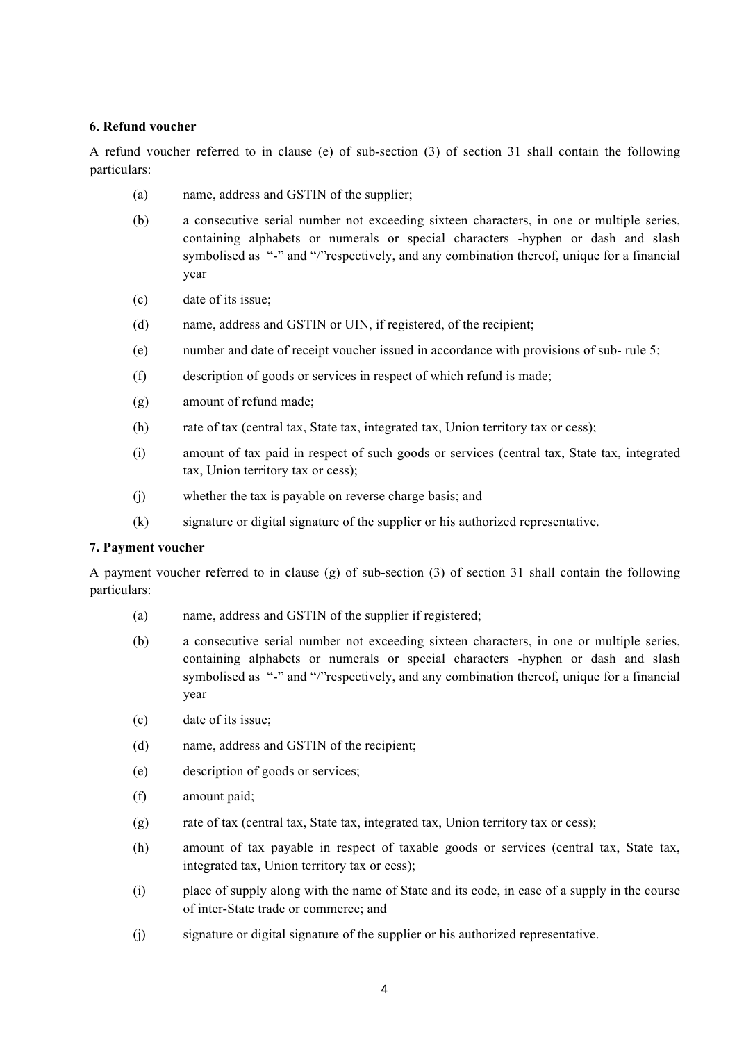**6. Refund voucher**

A refund voucher referred to in clause (e) of sub-section (3) of section 31 shall contain the following particulars:

(a) name, address and GSTIN of the supplier;

(b) a consecutive serial number not exceeding sixteen characters, in one or multiple series, containing alphabets or numerals or special characters -hyphen or dash and slash symbolised as "-" and "/"respectively, and any combination thereof, unique for a financial year

(c) date of its issue;

(d) name, address and GSTIN or UIN, if registered, of the recipient;

(e) number and date of receipt voucher issued in accordance with provisions of sub- rule 5;

(f) description of goods or services in respect of which refund is made;

(g) amount of refund made;

(h) rate of tax (central tax, State tax, integrated tax, Union territory tax or cess);

(i) amount of tax paid in respect of such goods or services (central tax, State tax, integrated tax, Union territory tax or cess);

(j) whether the tax is payable on reverse charge basis; and

(k) signature or digital signature of the supplier or his authorized representative.

**7. Payment voucher**

A payment voucher referred to in clause (g) of sub-section (3) of section 31 shall contain the following particulars:

(a) name, address and GSTIN of the supplier if registered;

(b) a consecutive serial number not exceeding sixteen characters, in one or multiple series, containing alphabets or numerals or special characters -hyphen or dash and slash symbolised as "-" and "/"respectively, and any combination thereof, unique for a financial year

(c) date of its issue;

(d) name, address and GSTIN of the recipient;

(e) description of goods or services;

(f) amount paid;

(g) rate of tax (central tax, State tax, integrated tax, Union territory tax or cess);

(h) amount of tax payable in respect of taxable goods or services (central tax, State tax, integrated tax, Union territory tax or cess);

(i) place of supply along with the name of State and its code, in case of a supply in the course of inter-State trade or commerce; and

(j) signature or digital signature of the supplier or his authorized representative.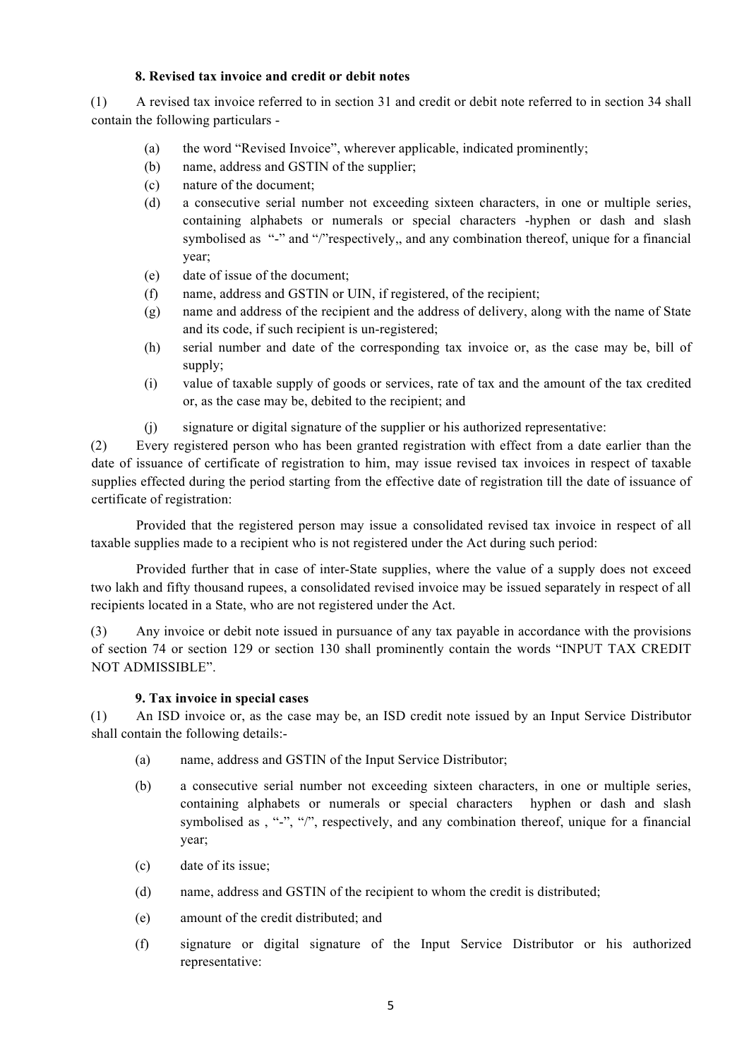### 8. Revised tax invoice and credit or debit notes

(1) A revised tax invoice referred to in section 31 and credit or debit note referred to in section 34 shall contain the following particulars -

- (a) the word "Revised Invoice", wherever applicable, indicated prominently;
- (b) name, address and GSTIN of the supplier;
- (c) nature of the document;
- (d) a consecutive serial number not exceeding sixteen characters, in one or multiple series, containing alphabets or numerals or special characters -hyphen or dash and slash symbolised as "-" and "/"respectively,, and any combination thereof, unique for a financial year;
- (e) date of issue of the document;
- (f) name, address and GSTIN or UIN, if registered, of the recipient;
- (g) name and address of the recipient and the address of delivery, along with the name of State and its code, if such recipient is un-registered;
- (h) serial number and date of the corresponding tax invoice or, as the case may be, bill of supply;
- (i) value of taxable supply of goods or services, rate of tax and the amount of the tax credited or, as the case may be, debited to the recipient; and
- (j) signature or digital signature of the supplier or his authorized representative:

(2) Every registered person who has been granted registration with effect from a date earlier than the date of issuance of certificate of registration to him, may issue revised tax invoices in respect of taxable supplies effected during the period starting from the effective date of registration till the date of issuance of certificate of registration:

Provided that the registered person may issue a consolidated revised tax invoice in respect of all taxable supplies made to a recipient who is not registered under the Act during such period:

Provided further that in case of inter-State supplies, where the value of a supply does not exceed two lakh and fifty thousand rupees, a consolidated revised invoice may be issued separately in respect of all recipients located in a State, who are not registered under the Act.

(3) Any invoice or debit note issued in pursuance of any tax payable in accordance with the provisions of section 74 or section 129 or section 130 shall prominently contain the words "INPUT TAX CREDIT NOT ADMISSIBLE".

### 9. Tax invoice in special cases

(1) An ISD invoice or, as the case may be, an ISD credit note issued by an Input Service Distributor shall contain the following details:-

- (a) name, address and GSTIN of the Input Service Distributor;
- (b) a consecutive serial number not exceeding sixteen characters, in one or multiple series, containing alphabets or numerals or special characters hyphen or dash and slash symbolised as , "-", "/", respectively, and any combination thereof, unique for a financial year;
- (c) date of its issue;
- (d) name, address and GSTIN of the recipient to whom the credit is distributed;
- (e) amount of the credit distributed; and
- (f) signature or digital signature of the Input Service Distributor or his authorized representative: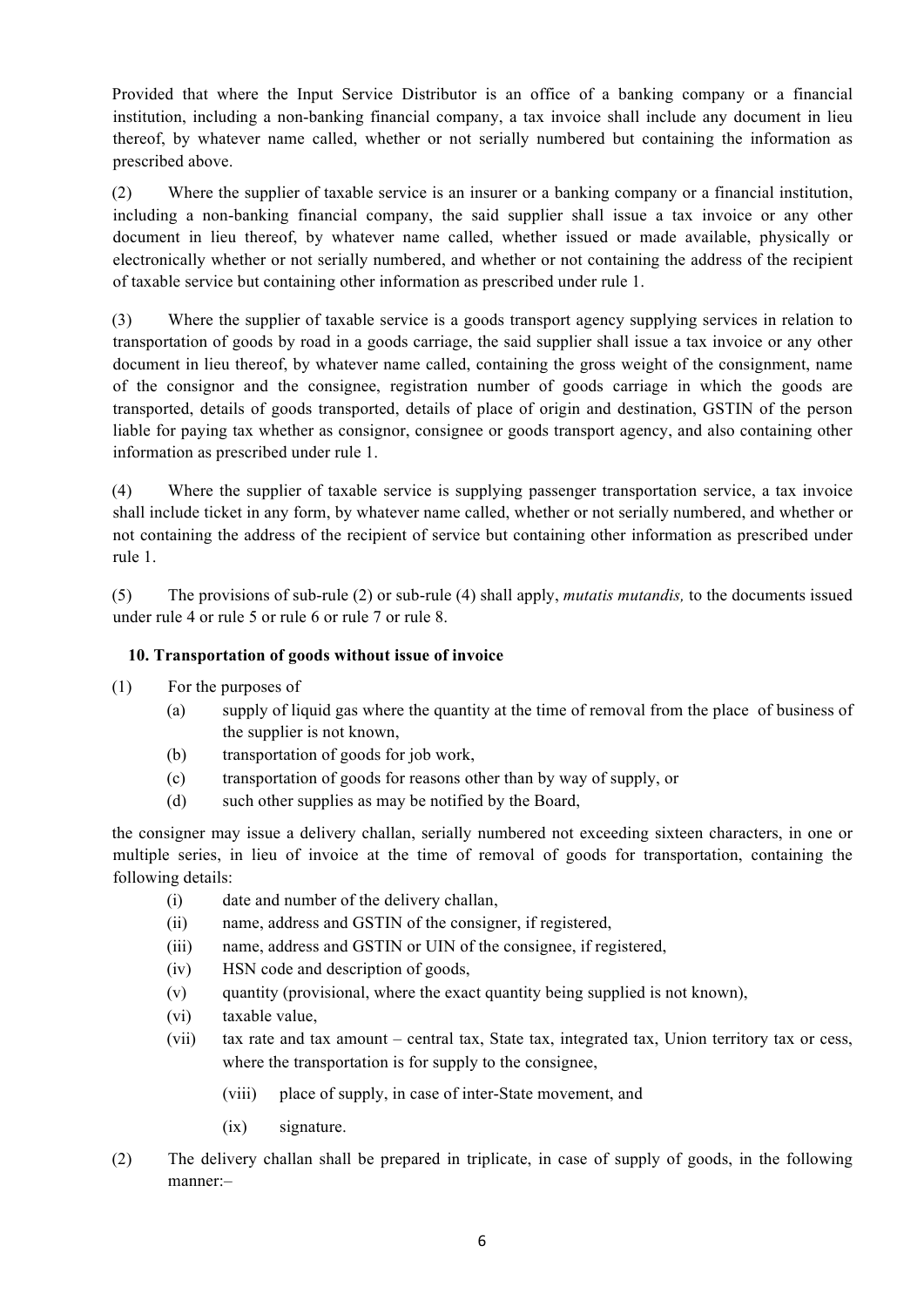Provided that where the Input Service Distributor is an office of a banking company or a financial institution, including a non-banking financial company, a tax invoice shall include any document in lieu thereof, by whatever name called, whether or not serially numbered but containing the information as prescribed above.

(2) Where the supplier of taxable service is an insurer or a banking company or a financial institution, including a non-banking financial company, the said supplier shall issue a tax invoice or any other document in lieu thereof, by whatever name called, whether issued or made available, physically or electronically whether or not serially numbered, and whether or not containing the address of the recipient of taxable service but containing other information as prescribed under rule 1.

(3) Where the supplier of taxable service is a goods transport agency supplying services in relation to transportation of goods by road in a goods carriage, the said supplier shall issue a tax invoice or any other document in lieu thereof, by whatever name called, containing the gross weight of the consignment, name of the consignor and the consignee, registration number of goods carriage in which the goods are transported, details of goods transported, details of place of origin and destination, GSTIN of the person liable for paying tax whether as consignor, consignee or goods transport agency, and also containing other information as prescribed under rule 1.

(4) Where the supplier of taxable service is supplying passenger transportation service, a tax invoice shall include ticket in any form, by whatever name called, whether or not serially numbered, and whether or not containing the address of the recipient of service but containing other information as prescribed under rule 1.

(5) The provisions of sub-rule (2) or sub-rule (4) shall apply, *mutatis mutandis,* to the documents issued under rule 4 or rule 5 or rule 6 or rule 7 or rule 8.

**10. Transportation of goods without issue of invoice**

(1) For the purposes of

- (a) supply of liquid gas where the quantity at the time of removal from the place of business of the supplier is not known,
- (b) transportation of goods for job work,
- (c) transportation of goods for reasons other than by way of supply, or
- (d) such other supplies as may be notified by the Board,

the consigner may issue a delivery challan, serially numbered not exceeding sixteen characters, in one or multiple series, in lieu of invoice at the time of removal of goods for transportation, containing the following details:

- (i) date and number of the delivery challan,
- (ii) name, address and GSTIN of the consigner, if registered,
- (iii) name, address and GSTIN or UIN of the consignee, if registered,
- (iv) HSN code and description of goods,
- (v) quantity (provisional, where the exact quantity being supplied is not known),
- (vi) taxable value,
- (vii) tax rate and tax amount – central tax, State tax, integrated tax, Union territory tax or cess, where the transportation is for supply to the consignee,
- (viii) place of supply, in case of inter-State movement, and
- (ix) signature.

(2) The delivery challan shall be prepared in triplicate, in case of supply of goods, in the following manner:–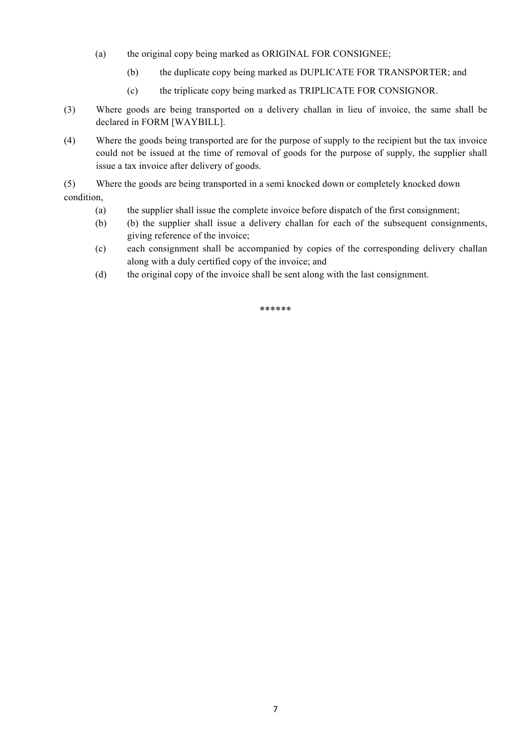(a) the original copy being marked as ORIGINAL FOR CONSIGNEE;

(b) the duplicate copy being marked as DUPLICATE FOR TRANSPORTER; and

(c) the triplicate copy being marked as TRIPLICATE FOR CONSIGNOR.

(3) Where goods are being transported on a delivery challan in lieu of invoice, the same shall be declared in FORM [WAYBILL].

(4) Where the goods being transported are for the purpose of supply to the recipient but the tax invoice could not be issued at the time of removal of goods for the purpose of supply, the supplier shall issue a tax invoice after delivery of goods.

(5) Where the goods are being transported in a semi knocked down or completely knocked down condition,

(a) the supplier shall issue the complete invoice before dispatch of the first consignment;

(b) (b) the supplier shall issue a delivery challan for each of the subsequent consignments, giving reference of the invoice;

(c) each consignment shall be accompanied by copies of the corresponding delivery challan along with a duly certified copy of the invoice; and

(d) the original copy of the invoice shall be sent along with the last consignment.

******